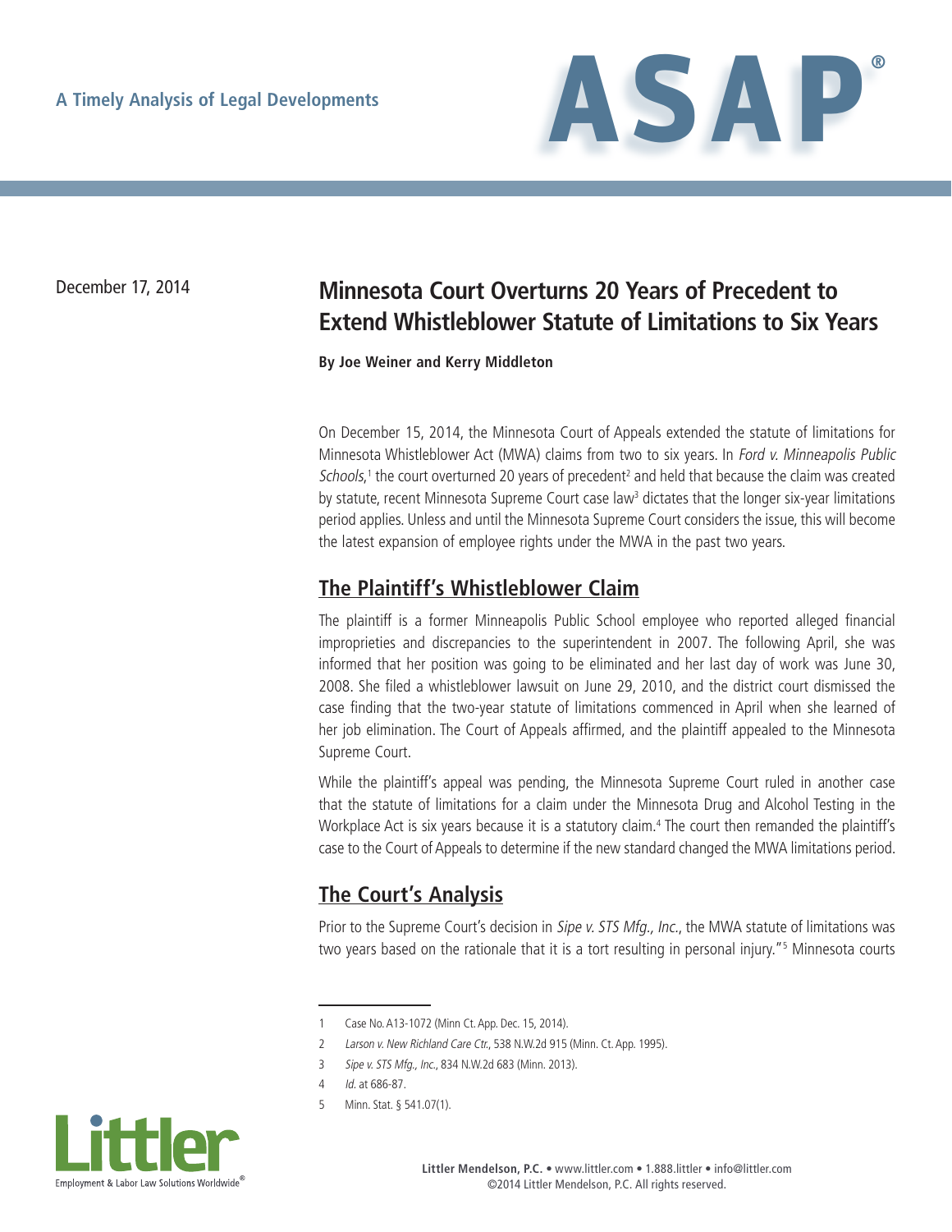A Timely Analysis of Legal Developments

December 17, 2014

# Minnesota Court Overturns 20 Years of Precedent to Extend Whistleblower Statute of Limitations to Six Years

**By Joe Weiner and Kerry Middleton**

On December 15, 2014, the Minnesota Court of Appeals extended the statute of limitations for Minnesota Whistleblower Act (MWA) claims from two to six years. In *Ford v. Minneapolis Public Schools*,[1] the court overturned 20 years of precedent[2] and held that because the claim was created by statute, recent Minnesota Supreme Court case law[3] dictates that the longer six-year limitations period applies. Unless and until the Minnesota Supreme Court considers the issue, this will become the latest expansion of employee rights under the MWA in the past two years.

## The Plaintiff's Whistleblower Claim

The plaintiff is a former Minneapolis Public School employee who reported alleged financial improprieties and discrepancies to the superintendent in 2007. The following April, she was informed that her position was going to be eliminated and her last day of work was June 30, 2008. She filed a whistleblower lawsuit on June 29, 2010, and the district court dismissed the case finding that the two-year statute of limitations commenced in April when she learned of her job elimination. The Court of Appeals affirmed, and the plaintiff appealed to the Minnesota Supreme Court.

While the plaintiff's appeal was pending, the Minnesota Supreme Court ruled in another case that the statute of limitations for a claim under the Minnesota Drug and Alcohol Testing in the Workplace Act is six years because it is a statutory claim.[4] The court then remanded the plaintiff's case to the Court of Appeals to determine if the new standard changed the MWA limitations period.

## The Court's Analysis

Prior to the Supreme Court's decision in *Sipe v. STS Mfg., Inc.*, the MWA statute of limitations was two years based on the rationale that it is a tort resulting in personal injury."[5] Minnesota courts

---

1 Case No. A13-1072 (Minn Ct. App. Dec. 15, 2014).

2 *Larson v. New Richland Care Ctr.*, 538 N.W.2d 915 (Minn. Ct. App. 1995).

3 *Sipe v. STS Mfg., Inc.*, 834 N.W.2d 683 (Minn. 2013).

4 *Id.* at 686-87.

5 Minn. Stat. § 541.07(1).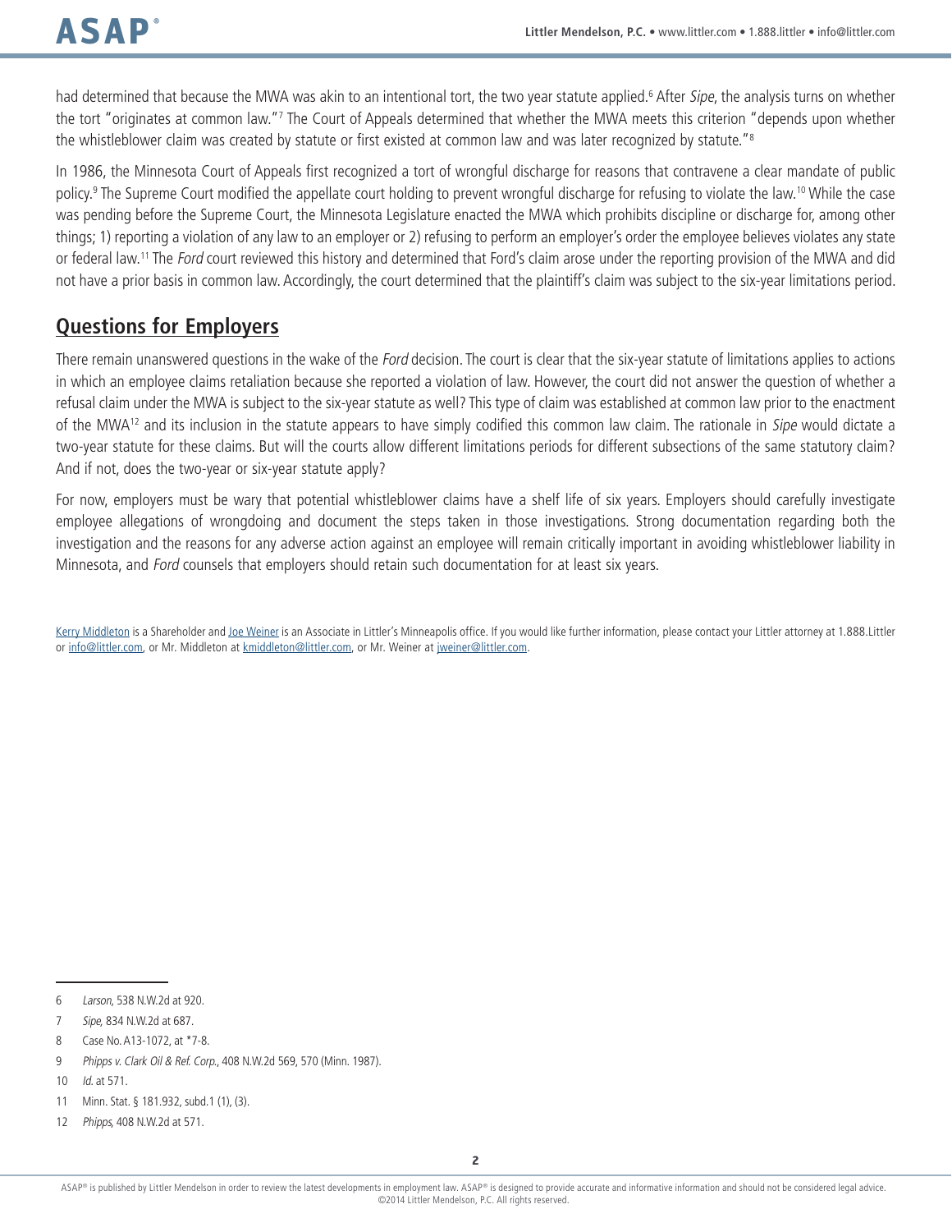had determined that because the MWA was akin to an intentional tort, the two year statute applied.[6] After *Sipe*, the analysis turns on whether the tort "originates at common law."[7] The Court of Appeals determined that whether the MWA meets this criterion "depends upon whether the whistleblower claim was created by statute or first existed at common law and was later recognized by statute."[8]

In 1986, the Minnesota Court of Appeals first recognized a tort of wrongful discharge for reasons that contravene a clear mandate of public policy.[9] The Supreme Court modified the appellate court holding to prevent wrongful discharge for refusing to violate the law.[10] While the case was pending before the Supreme Court, the Minnesota Legislature enacted the MWA which prohibits discipline or discharge for, among other things; 1) reporting a violation of any law to an employer or 2) refusing to perform an employer's order the employee believes violates any state or federal law.[11] The *Ford* court reviewed this history and determined that Ford's claim arose under the reporting provision of the MWA and did not have a prior basis in common law. Accordingly, the court determined that the plaintiff's claim was subject to the six-year limitations period.

## Questions for Employers

There remain unanswered questions in the wake of the *Ford* decision. The court is clear that the six-year statute of limitations applies to actions in which an employee claims retaliation because she reported a violation of law. However, the court did not answer the question of whether a refusal claim under the MWA is subject to the six-year statute as well? This type of claim was established at common law prior to the enactment of the MWA[12] and its inclusion in the statute appears to have simply codified this common law claim. The rationale in *Sipe* would dictate a two-year statute for these claims. But will the courts allow different limitations periods for different subsections of the same statutory claim? And if not, does the two-year or six-year statute apply?

For now, employers must be wary that potential whistleblower claims have a shelf life of six years. Employers should carefully investigate employee allegations of wrongdoing and document the steps taken in those investigations. Strong documentation regarding both the investigation and the reasons for any adverse action against an employee will remain critically important in avoiding whistleblower liability in Minnesota, and *Ford* counsels that employers should retain such documentation for at least six years.

Kerry Middleton is a Shareholder and Joe Weiner is an Associate in Littler's Minneapolis office. If you would like further information, please contact your Littler attorney at 1.888.Littler or info@littler.com, or Mr. Middleton at kmiddleton@littler.com, or Mr. Weiner at jweiner@littler.com.

---

6 *Larson*, 538 N.W.2d at 920.

7 *Sipe*, 834 N.W.2d at 687.

8 Case No. A13-1072, at *7-8.

9 *Phipps v. Clark Oil & Ref. Corp.*, 408 N.W.2d 569, 570 (Minn. 1987).

10 *Id.* at 571.

11 Minn. Stat. § 181.932, subd.1 (1), (3).

12 *Phipps*, 408 N.W.2d at 571.

ASAP® is published by Littler Mendelson in order to review the latest developments in employment law. ASAP® is designed to provide accurate and informative information and should not be considered legal advice. ©2014 Littler Mendelson, P.C. All rights reserved.